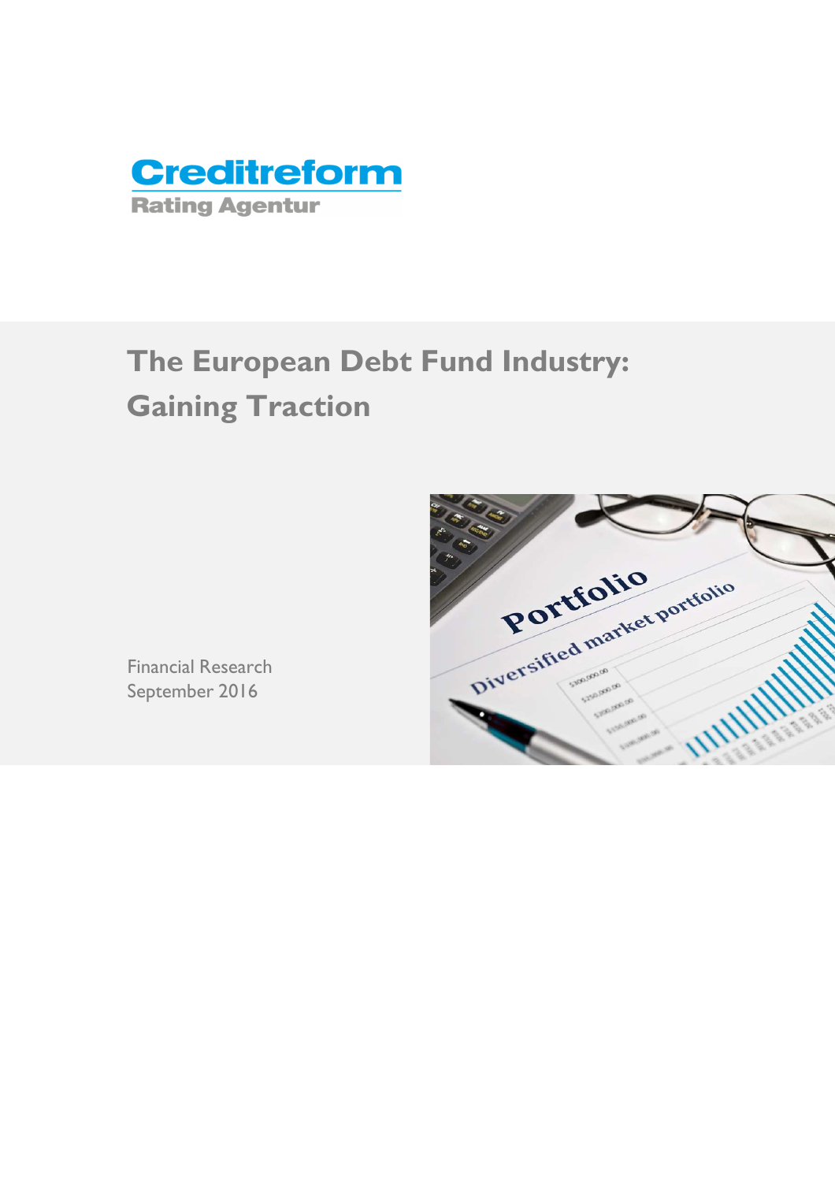Creditreform
Rating Agentur

# The European Debt Fund Industry: Gaining Traction

Financial Research
September 2016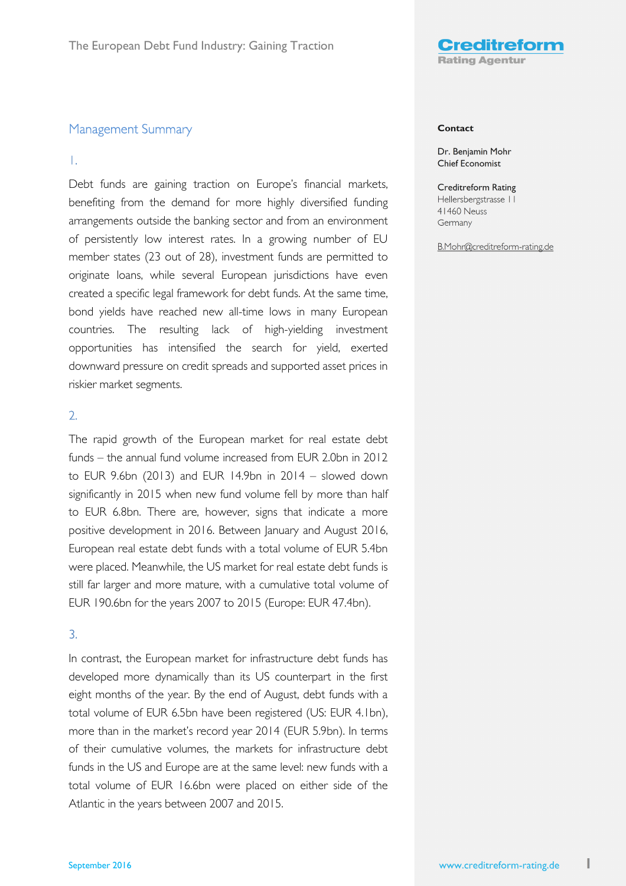## Management Summary

1.

Debt funds are gaining traction on Europe's financial markets, benefiting from the demand for more highly diversified funding arrangements outside the banking sector and from an environment of persistently low interest rates. In a growing number of EU member states (23 out of 28), investment funds are permitted to originate loans, while several European jurisdictions have even created a specific legal framework for debt funds. At the same time, bond yields have reached new all-time lows in many European countries. The resulting lack of high-yielding investment opportunities has intensified the search for yield, exerted downward pressure on credit spreads and supported asset prices in riskier market segments.

2.

The rapid growth of the European market for real estate debt funds – the annual fund volume increased from EUR 2.0bn in 2012 to EUR 9.6bn (2013) and EUR 14.9bn in 2014 – slowed down significantly in 2015 when new fund volume fell by more than half to EUR 6.8bn. There are, however, signs that indicate a more positive development in 2016. Between January and August 2016, European real estate debt funds with a total volume of EUR 5.4bn were placed. Meanwhile, the US market for real estate debt funds is still far larger and more mature, with a cumulative total volume of EUR 190.6bn for the years 2007 to 2015 (Europe: EUR 47.4bn).

3.

In contrast, the European market for infrastructure debt funds has developed more dynamically than its US counterpart in the first eight months of the year. By the end of August, debt funds with a total volume of EUR 6.5bn have been registered (US: EUR 4.1bn), more than in the market's record year 2014 (EUR 5.9bn). In terms of their cumulative volumes, the markets for infrastructure debt funds in the US and Europe are at the same level: new funds with a total volume of EUR 16.6bn were placed on either side of the Atlantic in the years between 2007 and 2015.

**Contact**

Dr. Benjamin Mohr
Chief Economist

Creditreform Rating
Hellersbergstrasse 11
41460 Neuss
Germany

B.Mohr@creditreform-rating.de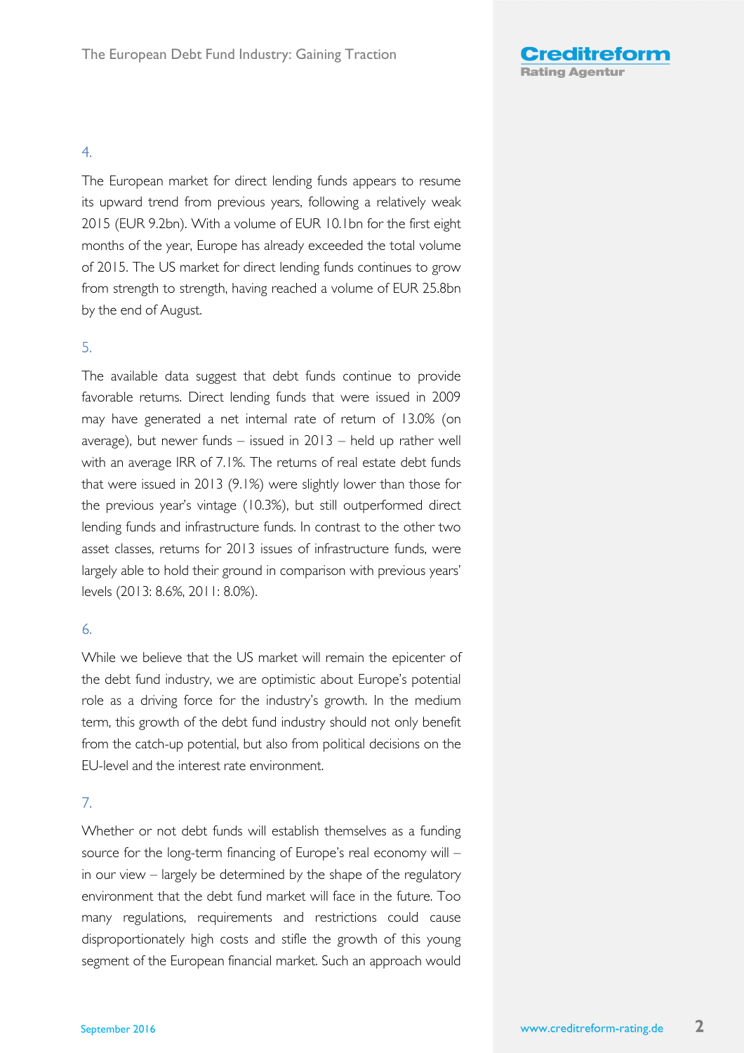4.

The European market for direct lending funds appears to resume its upward trend from previous years, following a relatively weak 2015 (EUR 9.2bn). With a volume of EUR 10.1bn for the first eight months of the year, Europe has already exceeded the total volume of 2015. The US market for direct lending funds continues to grow from strength to strength, having reached a volume of EUR 25.8bn by the end of August.

5.

The available data suggest that debt funds continue to provide favorable returns. Direct lending funds that were issued in 2009 may have generated a net internal rate of return of 13.0% (on average), but newer funds – issued in 2013 – held up rather well with an average IRR of 7.1%. The returns of real estate debt funds that were issued in 2013 (9.1%) were slightly lower than those for the previous year's vintage (10.3%), but still outperformed direct lending funds and infrastructure funds. In contrast to the other two asset classes, returns for 2013 issues of infrastructure funds, were largely able to hold their ground in comparison with previous years' levels (2013: 8.6%, 2011: 8.0%).

6.

While we believe that the US market will remain the epicenter of the debt fund industry, we are optimistic about Europe's potential role as a driving force for the industry's growth. In the medium term, this growth of the debt fund industry should not only benefit from the catch-up potential, but also from political decisions on the EU-level and the interest rate environment.

7.

Whether or not debt funds will establish themselves as a funding source for the long-term financing of Europe's real economy will – in our view – largely be determined by the shape of the regulatory environment that the debt fund market will face in the future. Too many regulations, requirements and restrictions could cause disproportionately high costs and stifle the growth of this young segment of the European financial market. Such an approach would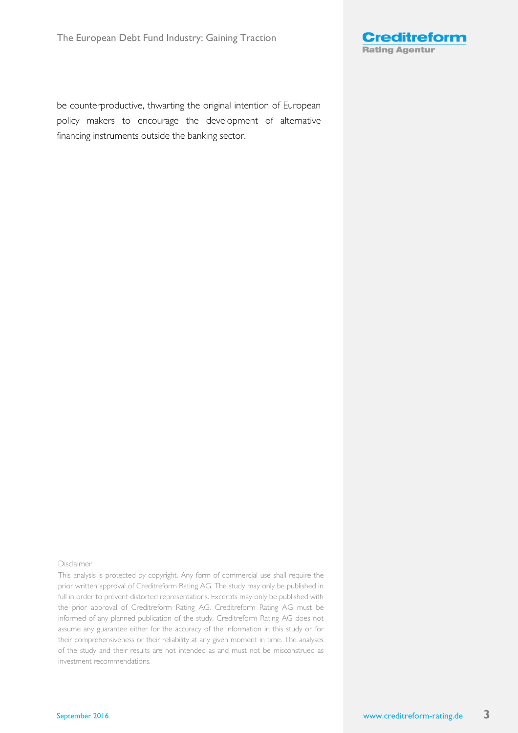be counterproductive, thwarting the original intention of European policy makers to encourage the development of alternative financing instruments outside the banking sector.

Disclaimer

This analysis is protected by copyright. Any form of commercial use shall require the prior written approval of Creditreform Rating AG. The study may only be published in full in order to prevent distorted representations. Excerpts may only be published with the prior approval of Creditreform Rating AG. Creditreform Rating AG must be informed of any planned publication of the study. Creditreform Rating AG does not assume any guarantee either for the accuracy of the information in this study or for their comprehensiveness or their reliability at any given moment in time. The analyses of the study and their results are not intended as and must not be misconstrued as investment recommendations.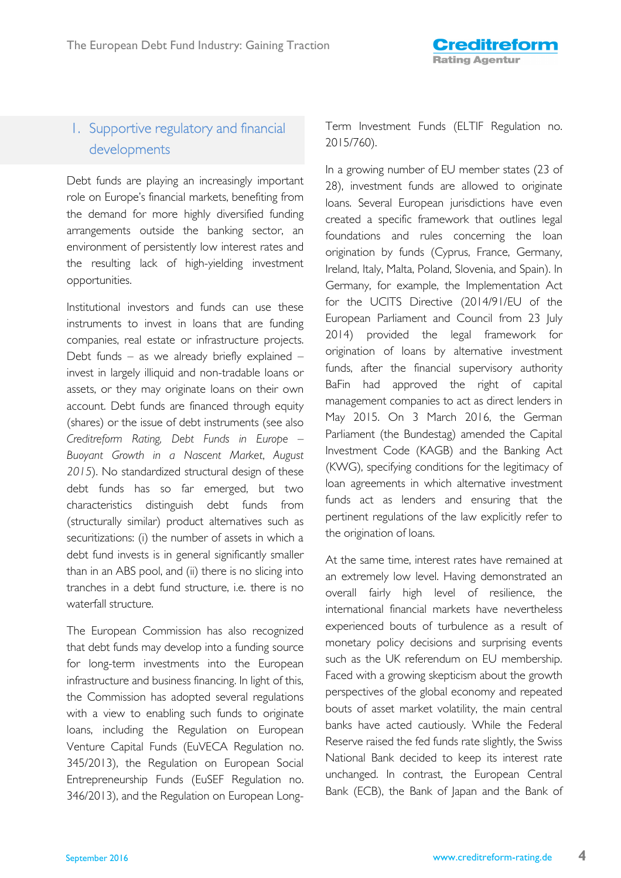## I. Supportive regulatory and financial developments

Debt funds are playing an increasingly important role on Europe's financial markets, benefiting from the demand for more highly diversified funding arrangements outside the banking sector, an environment of persistently low interest rates and the resulting lack of high-yielding investment opportunities.

Institutional investors and funds can use these instruments to invest in loans that are funding companies, real estate or infrastructure projects. Debt funds – as we already briefly explained – invest in largely illiquid and non-tradable loans or assets, or they may originate loans on their own account. Debt funds are financed through equity (shares) or the issue of debt instruments (see also *Creditreform Rating, Debt Funds in Europe – Buoyant Growth in a Nascent Market, August 2015*). No standardized structural design of these debt funds has so far emerged, but two characteristics distinguish debt funds from (structurally similar) product alternatives such as securitizations: (i) the number of assets in which a debt fund invests is in general significantly smaller than in an ABS pool, and (ii) there is no slicing into tranches in a debt fund structure, i.e. there is no waterfall structure.

The European Commission has also recognized that debt funds may develop into a funding source for long-term investments into the European infrastructure and business financing. In light of this, the Commission has adopted several regulations with a view to enabling such funds to originate loans, including the Regulation on European Venture Capital Funds (EuVECA Regulation no. 345/2013), the Regulation on European Social Entrepreneurship Funds (EuSEF Regulation no. 346/2013), and the Regulation on European Long-Term Investment Funds (ELTIF Regulation no. 2015/760).

In a growing number of EU member states (23 of 28), investment funds are allowed to originate loans. Several European jurisdictions have even created a specific framework that outlines legal foundations and rules concerning the loan origination by funds (Cyprus, France, Germany, Ireland, Italy, Malta, Poland, Slovenia, and Spain). In Germany, for example, the Implementation Act for the UCITS Directive (2014/91/EU of the European Parliament and Council from 23 July 2014) provided the legal framework for origination of loans by alternative investment funds, after the financial supervisory authority BaFin had approved the right of capital management companies to act as direct lenders in May 2015. On 3 March 2016, the German Parliament (the Bundestag) amended the Capital Investment Code (KAGB) and the Banking Act (KWG), specifying conditions for the legitimacy of loan agreements in which alternative investment funds act as lenders and ensuring that the pertinent regulations of the law explicitly refer to the origination of loans.

At the same time, interest rates have remained at an extremely low level. Having demonstrated an overall fairly high level of resilience, the international financial markets have nevertheless experienced bouts of turbulence as a result of monetary policy decisions and surprising events such as the UK referendum on EU membership. Faced with a growing skepticism about the growth perspectives of the global economy and repeated bouts of asset market volatility, the main central banks have acted cautiously. While the Federal Reserve raised the fed funds rate slightly, the Swiss National Bank decided to keep its interest rate unchanged. In contrast, the European Central Bank (ECB), the Bank of Japan and the Bank of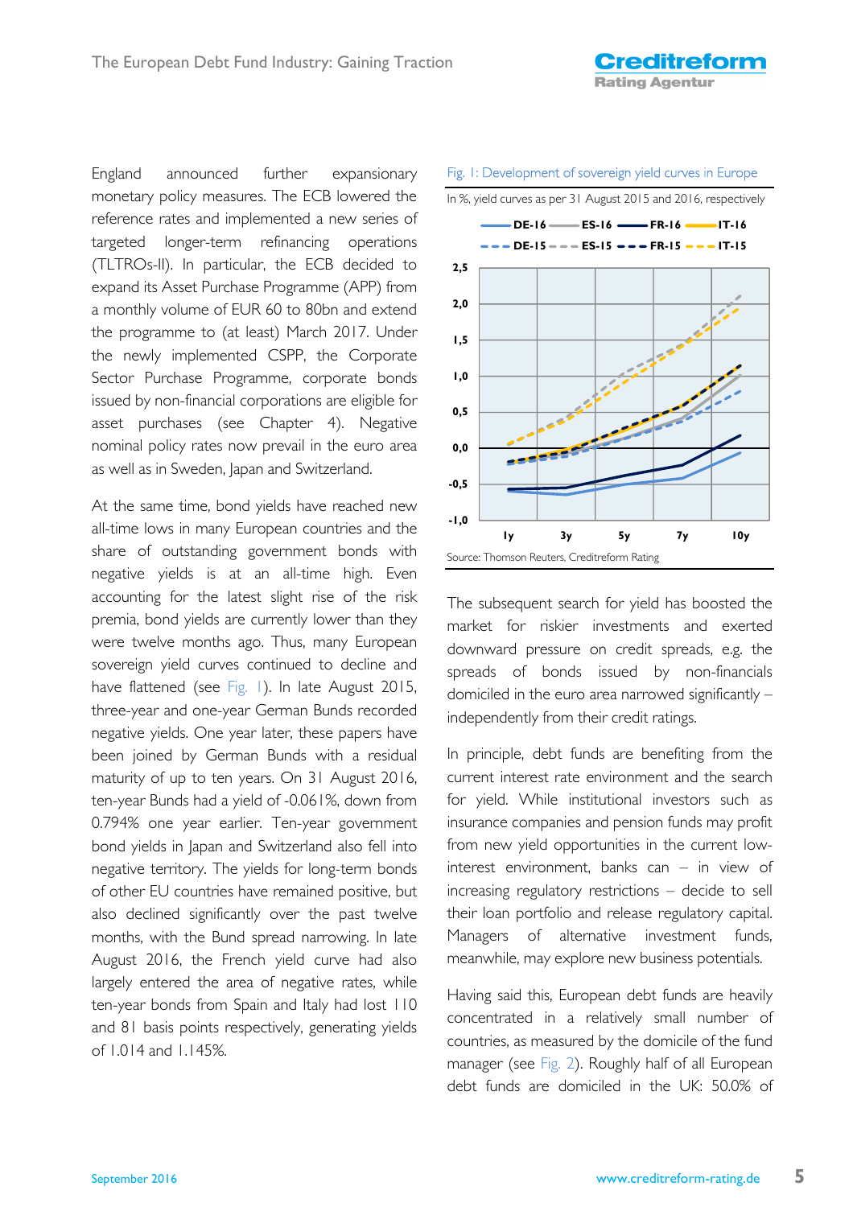England announced further expansionary monetary policy measures. The ECB lowered the reference rates and implemented a new series of targeted longer-term refinancing operations (TLTROs-II). In particular, the ECB decided to expand its Asset Purchase Programme (APP) from a monthly volume of EUR 60 to 80bn and extend the programme to (at least) March 2017. Under the newly implemented CSPP, the Corporate Sector Purchase Programme, corporate bonds issued by non-financial corporations are eligible for asset purchases (see Chapter 4). Negative nominal policy rates now prevail in the euro area as well as in Sweden, Japan and Switzerland.

At the same time, bond yields have reached new all-time lows in many European countries and the share of outstanding government bonds with negative yields is at an all-time high. Even accounting for the latest slight rise of the risk premia, bond yields are currently lower than they were twelve months ago. Thus, many European sovereign yield curves continued to decline and have flattened (see Fig. 1). In late August 2015, three-year and one-year German Bunds recorded negative yields. One year later, these papers have been joined by German Bunds with a residual maturity of up to ten years. On 31 August 2016, ten-year Bunds had a yield of -0.061%, down from 0.794% one year earlier. Ten-year government bond yields in Japan and Switzerland also fell into negative territory. The yields for long-term bonds of other EU countries have remained positive, but also declined significantly over the past twelve months, with the Bund spread narrowing. In late August 2016, the French yield curve had also largely entered the area of negative rates, while ten-year bonds from Spain and Italy had lost 110 and 81 basis points respectively, generating yields of 1.014 and 1.145%.

Fig. 1: Development of sovereign yield curves in Europe

In %, yield curves as per 31 August 2015 and 2016, respectively

Source: Thomson Reuters, Creditreform Rating

The subsequent search for yield has boosted the market for riskier investments and exerted downward pressure on credit spreads, e.g. the spreads of bonds issued by non-financials domiciled in the euro area narrowed significantly – independently from their credit ratings.

In principle, debt funds are benefiting from the current interest rate environment and the search for yield. While institutional investors such as insurance companies and pension funds may profit from new yield opportunities in the current low-interest environment, banks can – in view of increasing regulatory restrictions – decide to sell their loan portfolio and release regulatory capital. Managers of alternative investment funds, meanwhile, may explore new business potentials.

Having said this, European debt funds are heavily concentrated in a relatively small number of countries, as measured by the domicile of the fund manager (see Fig. 2). Roughly half of all European debt funds are domiciled in the UK: 50.0% of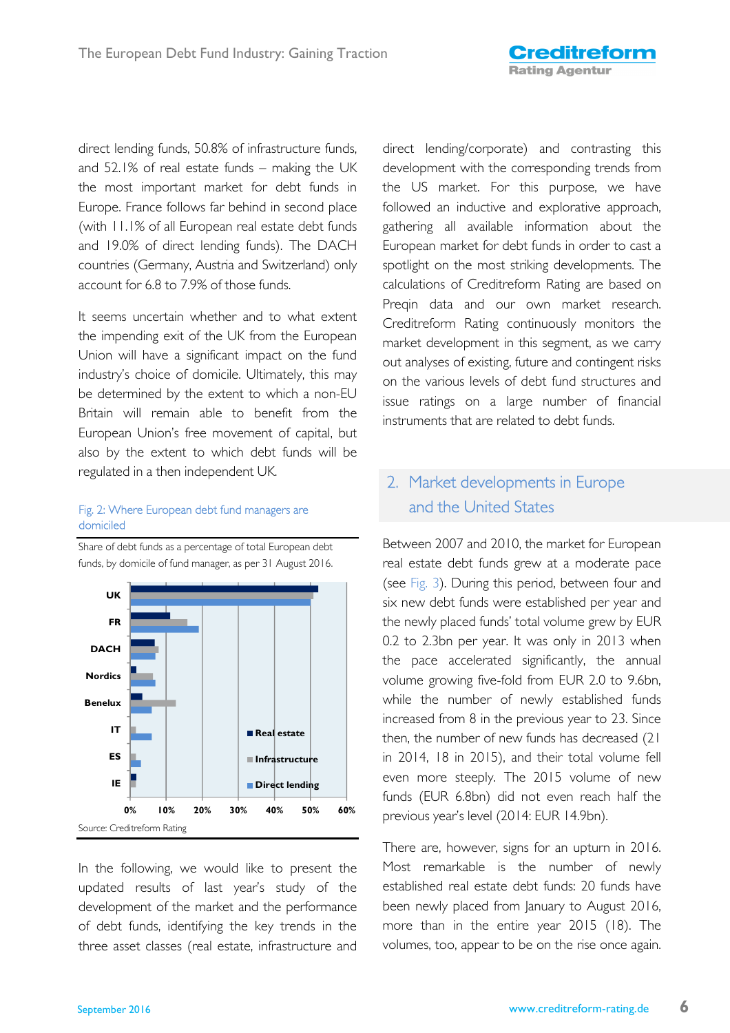direct lending funds, 50.8% of infrastructure funds, and 52.1% of real estate funds – making the UK the most important market for debt funds in Europe. France follows far behind in second place (with 11.1% of all European real estate debt funds and 19.0% of direct lending funds). The DACH countries (Germany, Austria and Switzerland) only account for 6.8 to 7.9% of those funds.

It seems uncertain whether and to what extent the impending exit of the UK from the European Union will have a significant impact on the fund industry's choice of domicile. Ultimately, this may be determined by the extent to which a non-EU Britain will remain able to benefit from the European Union's free movement of capital, but also by the extent to which debt funds will be regulated in a then independent UK.

Fig. 2: Where European debt fund managers are domiciled

Share of debt funds as a percentage of total European debt funds, by domicile of fund manager, as per 31 August 2016.

Source: Creditreform Rating

In the following, we would like to present the updated results of last year's study of the development of the market and the performance of debt funds, identifying the key trends in the three asset classes (real estate, infrastructure and direct lending/corporate) and contrasting this development with the corresponding trends from the US market. For this purpose, we have followed an inductive and explorative approach, gathering all available information about the European market for debt funds in order to cast a spotlight on the most striking developments. The calculations of Creditreform Rating are based on Preqin data and our own market research. Creditreform Rating continuously monitors the market development in this segment, as we carry out analyses of existing, future and contingent risks on the various levels of debt fund structures and issue ratings on a large number of financial instruments that are related to debt funds.

## 2. Market developments in Europe and the United States

Between 2007 and 2010, the market for European real estate debt funds grew at a moderate pace (see Fig. 3). During this period, between four and six new debt funds were established per year and the newly placed funds' total volume grew by EUR 0.2 to 2.3bn per year. It was only in 2013 when the pace accelerated significantly, the annual volume growing five-fold from EUR 2.0 to 9.6bn, while the number of newly established funds increased from 8 in the previous year to 23. Since then, the number of new funds has decreased (21 in 2014, 18 in 2015), and their total volume fell even more steeply. The 2015 volume of new funds (EUR 6.8bn) did not even reach half the previous year's level (2014: EUR 14.9bn).

There are, however, signs for an upturn in 2016. Most remarkable is the number of newly established real estate debt funds: 20 funds have been newly placed from January to August 2016, more than in the entire year 2015 (18). The volumes, too, appear to be on the rise once again.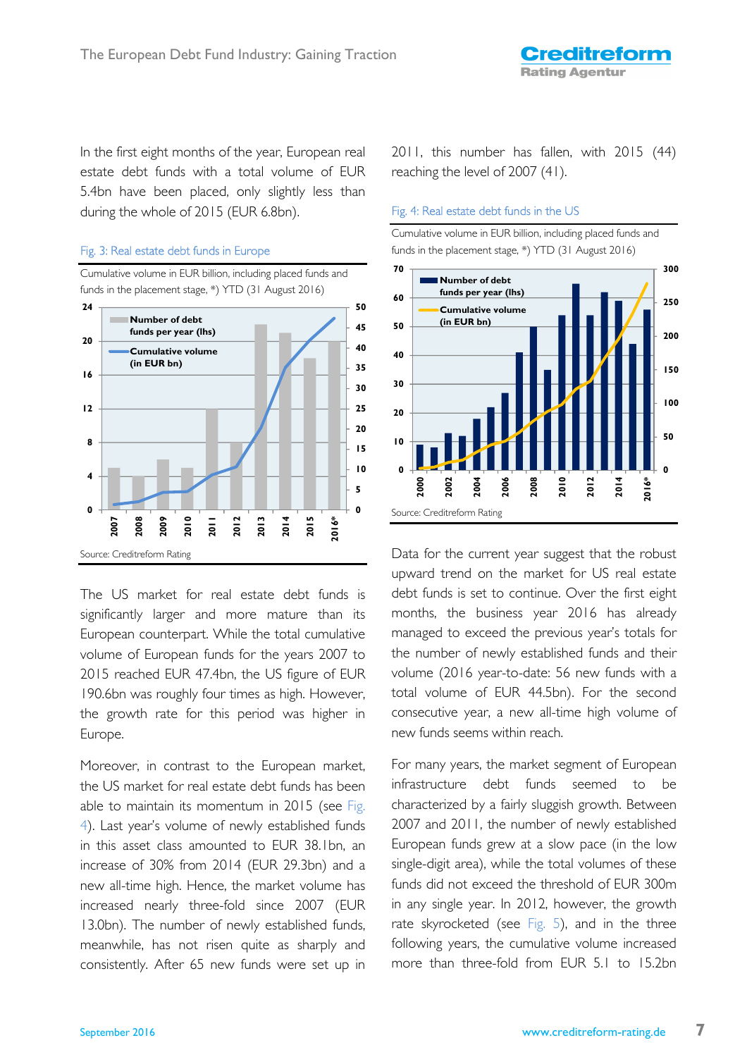In the first eight months of the year, European real estate debt funds with a total volume of EUR 5.4bn have been placed, only slightly less than during the whole of 2015 (EUR 6.8bn).

Fig. 3: Real estate debt funds in Europe

Cumulative volume in EUR billion, including placed funds and funds in the placement stage, *) YTD (31 August 2016)

Source: Creditreform Rating

The US market for real estate debt funds is significantly larger and more mature than its European counterpart. While the total cumulative volume of European funds for the years 2007 to 2015 reached EUR 47.4bn, the US figure of EUR 190.6bn was roughly four times as high. However, the growth rate for this period was higher in Europe.

Moreover, in contrast to the European market, the US market for real estate debt funds has been able to maintain its momentum in 2015 (see Fig. 4). Last year's volume of newly established funds in this asset class amounted to EUR 38.1bn, an increase of 30% from 2014 (EUR 29.3bn) and a new all-time high. Hence, the market volume has increased nearly three-fold since 2007 (EUR 13.0bn). The number of newly established funds, meanwhile, has not risen quite as sharply and consistently. After 65 new funds were set up in 2011, this number has fallen, with 2015 (44) reaching the level of 2007 (41).

Fig. 4: Real estate debt funds in the US

Cumulative volume in EUR billion, including placed funds and funds in the placement stage, *) YTD (31 August 2016)

Source: Creditreform Rating

Data for the current year suggest that the robust upward trend on the market for US real estate debt funds is set to continue. Over the first eight months, the business year 2016 has already managed to exceed the previous year's totals for the number of newly established funds and their volume (2016 year-to-date: 56 new funds with a total volume of EUR 44.5bn). For the second consecutive year, a new all-time high volume of new funds seems within reach.

For many years, the market segment of European infrastructure debt funds seemed to be characterized by a fairly sluggish growth. Between 2007 and 2011, the number of newly established European funds grew at a slow pace (in the low single-digit area), while the total volumes of these funds did not exceed the threshold of EUR 300m in any single year. In 2012, however, the growth rate skyrocketed (see Fig. 5), and in the three following years, the cumulative volume increased more than three-fold from EUR 5.1 to 15.2bn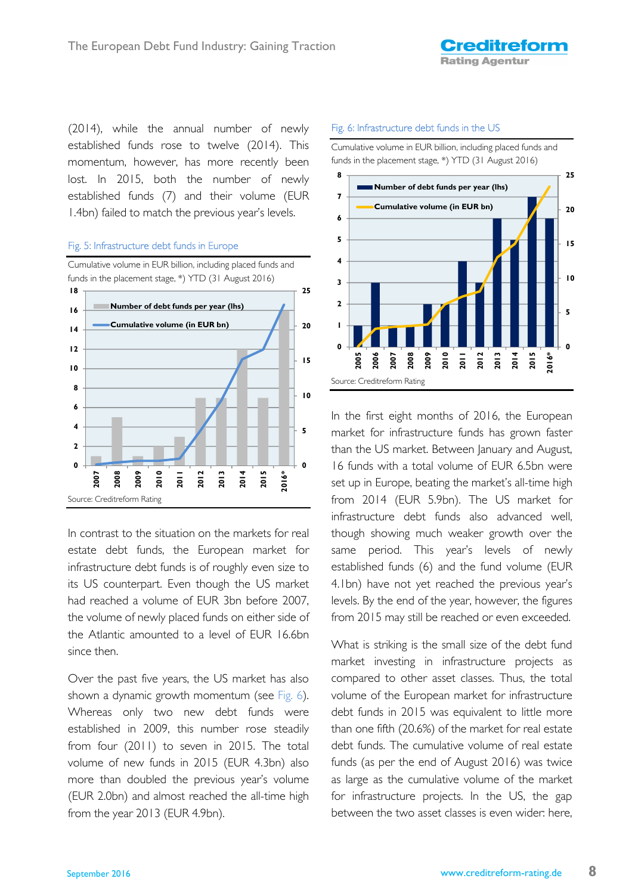(2014), while the annual number of newly established funds rose to twelve (2014). This momentum, however, has more recently been lost. In 2015, both the number of newly established funds (7) and their volume (EUR 1.4bn) failed to match the previous year's levels.

Fig. 5: Infrastructure debt funds in Europe

Cumulative volume in EUR billion, including placed funds and funds in the placement stage, *) YTD (31 August 2016)

Source: Creditreform Rating

In contrast to the situation on the markets for real estate debt funds, the European market for infrastructure debt funds is of roughly even size to its US counterpart. Even though the US market had reached a volume of EUR 3bn before 2007, the volume of newly placed funds on either side of the Atlantic amounted to a level of EUR 16.6bn since then.

Over the past five years, the US market has also shown a dynamic growth momentum (see Fig. 6). Whereas only two new debt funds were established in 2009, this number rose steadily from four (2011) to seven in 2015. The total volume of new funds in 2015 (EUR 4.3bn) also more than doubled the previous year's volume (EUR 2.0bn) and almost reached the all-time high from the year 2013 (EUR 4.9bn).

Fig. 6: Infrastructure debt funds in the US

Cumulative volume in EUR billion, including placed funds and funds in the placement stage, *) YTD (31 August 2016)

Source: Creditreform Rating

In the first eight months of 2016, the European market for infrastructure funds has grown faster than the US market. Between January and August, 16 funds with a total volume of EUR 6.5bn were set up in Europe, beating the market's all-time high from 2014 (EUR 5.9bn). The US market for infrastructure debt funds also advanced well, though showing much weaker growth over the same period. This year's levels of newly established funds (6) and the fund volume (EUR 4.1bn) have not yet reached the previous year's levels. By the end of the year, however, the figures from 2015 may still be reached or even exceeded.

What is striking is the small size of the debt fund market investing in infrastructure projects as compared to other asset classes. Thus, the total volume of the European market for infrastructure debt funds in 2015 was equivalent to little more than one fifth (20.6%) of the market for real estate debt funds. The cumulative volume of real estate funds (as per the end of August 2016) was twice as large as the cumulative volume of the market for infrastructure projects. In the US, the gap between the two asset classes is even wider: here,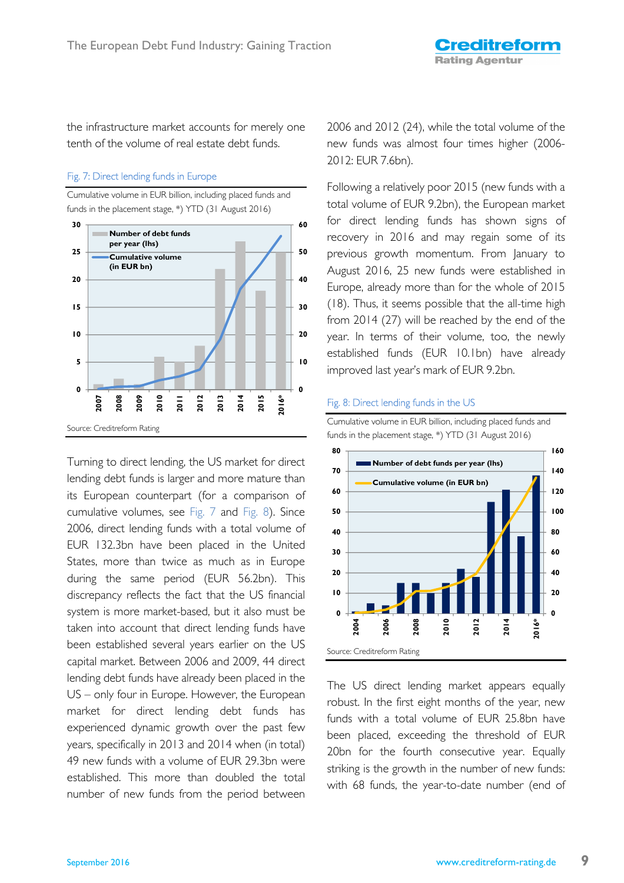the infrastructure market accounts for merely one tenth of the volume of real estate debt funds.

Fig. 7: Direct lending funds in Europe

Cumulative volume in EUR billion, including placed funds and funds in the placement stage, *) YTD (31 August 2016)

Source: Creditreform Rating

Turning to direct lending, the US market for direct lending debt funds is larger and more mature than its European counterpart (for a comparison of cumulative volumes, see Fig. 7 and Fig. 8). Since 2006, direct lending funds with a total volume of EUR 132.3bn have been placed in the United States, more than twice as much as in Europe during the same period (EUR 56.2bn). This discrepancy reflects the fact that the US financial system is more market-based, but it also must be taken into account that direct lending funds have been established several years earlier on the US capital market. Between 2006 and 2009, 44 direct lending debt funds have already been placed in the US – only four in Europe. However, the European market for direct lending debt funds has experienced dynamic growth over the past few years, specifically in 2013 and 2014 when (in total) 49 new funds with a volume of EUR 29.3bn were established. This more than doubled the total number of new funds from the period between 2006 and 2012 (24), while the total volume of the new funds was almost four times higher (2006-2012: EUR 7.6bn).

Following a relatively poor 2015 (new funds with a total volume of EUR 9.2bn), the European market for direct lending funds has shown signs of recovery in 2016 and may regain some of its previous growth momentum. From January to August 2016, 25 new funds were established in Europe, already more than for the whole of 2015 (18). Thus, it seems possible that the all-time high from 2014 (27) will be reached by the end of the year. In terms of their volume, too, the newly established funds (EUR 10.1bn) have already improved last year's mark of EUR 9.2bn.

Fig. 8: Direct lending funds in the US

Cumulative volume in EUR billion, including placed funds and funds in the placement stage, *) YTD (31 August 2016)

Source: Creditreform Rating

The US direct lending market appears equally robust. In the first eight months of the year, new funds with a total volume of EUR 25.8bn have been placed, exceeding the threshold of EUR 20bn for the fourth consecutive year. Equally striking is the growth in the number of new funds: with 68 funds, the year-to-date number (end of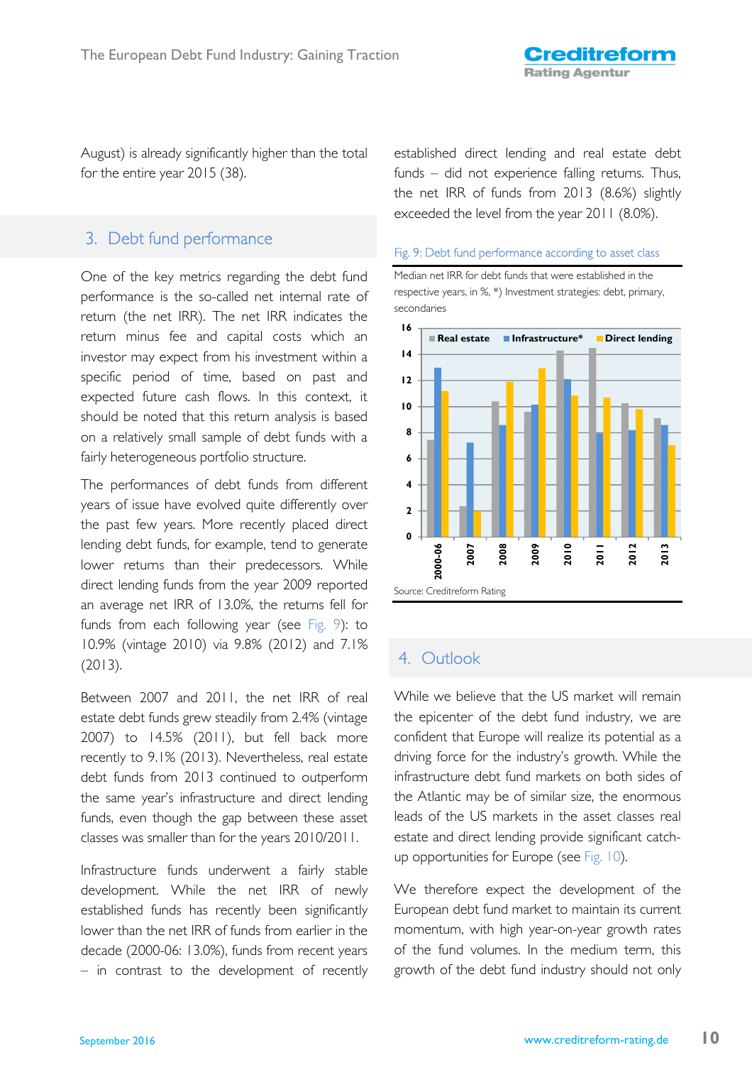August) is already significantly higher than the total for the entire year 2015 (38).

## 3. Debt fund performance

One of the key metrics regarding the debt fund performance is the so-called net internal rate of return (the net IRR). The net IRR indicates the return minus fee and capital costs which an investor may expect from his investment within a specific period of time, based on past and expected future cash flows. In this context, it should be noted that this return analysis is based on a relatively small sample of debt funds with a fairly heterogeneous portfolio structure.

The performances of debt funds from different years of issue have evolved quite differently over the past few years. More recently placed direct lending debt funds, for example, tend to generate lower returns than their predecessors. While direct lending funds from the year 2009 reported an average net IRR of 13.0%, the returns fell for funds from each following year (see Fig. 9): to 10.9% (vintage 2010) via 9.8% (2012) and 7.1% (2013).

Between 2007 and 2011, the net IRR of real estate debt funds grew steadily from 2.4% (vintage 2007) to 14.5% (2011), but fell back more recently to 9.1% (2013). Nevertheless, real estate debt funds from 2013 continued to outperform the same year's infrastructure and direct lending funds, even though the gap between these asset classes was smaller than for the years 2010/2011.

Infrastructure funds underwent a fairly stable development. While the net IRR of newly established funds has recently been significantly lower than the net IRR of funds from earlier in the decade (2000-06: 13.0%), funds from recent years – in contrast to the development of recently established direct lending and real estate debt funds – did not experience falling returns. Thus, the net IRR of funds from 2013 (8.6%) slightly exceeded the level from the year 2011 (8.0%).

Fig. 9: Debt fund performance according to asset class

Median net IRR for debt funds that were established in the respective years, in %, *) Investment strategies: debt, primary, secondaries

Source: Creditreform Rating

## 4. Outlook

While we believe that the US market will remain the epicenter of the debt fund industry, we are confident that Europe will realize its potential as a driving force for the industry's growth. While the infrastructure debt fund markets on both sides of the Atlantic may be of similar size, the enormous leads of the US markets in the asset classes real estate and direct lending provide significant catch-up opportunities for Europe (see Fig. 10).

We therefore expect the development of the European debt fund market to maintain its current momentum, with high year-on-year growth rates of the fund volumes. In the medium term, this growth of the debt fund industry should not only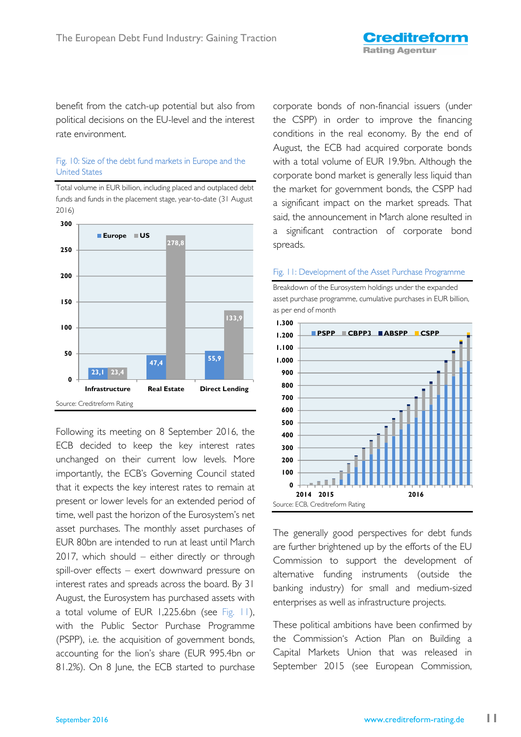benefit from the catch-up potential but also from political decisions on the EU-level and the interest rate environment.

Fig. 10: Size of the debt fund markets in Europe and the United States

Total volume in EUR billion, including placed and outplaced debt funds and funds in the placement stage, year-to-date (31 August 2016)

| | Europe | US |
|---|---|---|
| Infrastructure | 23,1 | 23,4 |
| Real Estate | 47,4 | 278,8 |
| Direct Lending | 55,9 | 133,9 |

Source: Creditreform Rating

Following its meeting on 8 September 2016, the ECB decided to keep the key interest rates unchanged on their current low levels. More importantly, the ECB's Governing Council stated that it expects the key interest rates to remain at present or lower levels for an extended period of time, well past the horizon of the Eurosystem's net asset purchases. The monthly asset purchases of EUR 80bn are intended to run at least until March 2017, which should – either directly or through spill-over effects – exert downward pressure on interest rates and spreads across the board. By 31 August, the Eurosystem has purchased assets with a total volume of EUR 1,225.6bn (see Fig. 11), with the Public Sector Purchase Programme (PSPP), i.e. the acquisition of government bonds, accounting for the lion's share (EUR 995.4bn or 81.2%). On 8 June, the ECB started to purchase corporate bonds of non-financial issuers (under the CSPP) in order to improve the financing conditions in the real economy. By the end of August, the ECB had acquired corporate bonds with a total volume of EUR 19.9bn. Although the corporate bond market is generally less liquid than the market for government bonds, the CSPP had a significant impact on the market spreads. That said, the announcement in March alone resulted in a significant contraction of corporate bond spreads.

Fig. 11: Development of the Asset Purchase Programme

Breakdown of the Eurosystem holdings under the expanded asset purchase programme, cumulative purchases in EUR billion, as per end of month

Source: ECB, Creditreform Rating

The generally good perspectives for debt funds are further brightened up by the efforts of the EU Commission to support the development of alternative funding instruments (outside the banking industry) for small and medium-sized enterprises as well as infrastructure projects.

These political ambitions have been confirmed by the Commission's Action Plan on Building a Capital Markets Union that was released in September 2015 (see European Commission,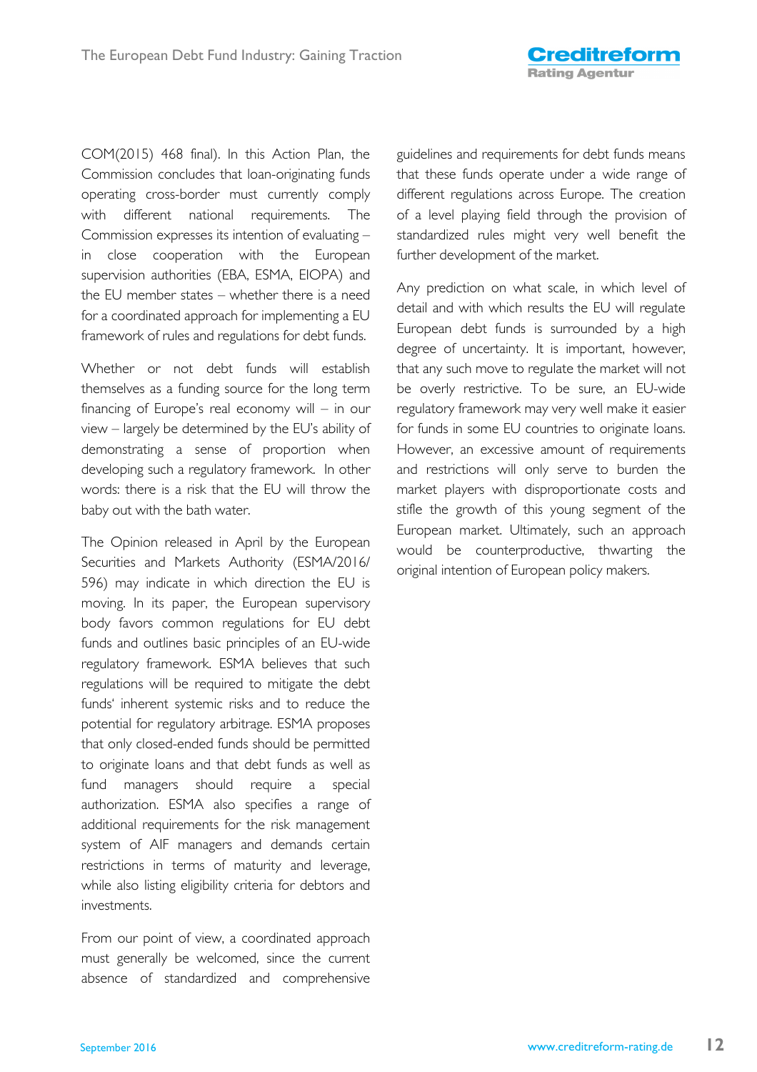COM(2015) 468 final). In this Action Plan, the Commission concludes that loan-originating funds operating cross-border must currently comply with different national requirements. The Commission expresses its intention of evaluating – in close cooperation with the European supervision authorities (EBA, ESMA, EIOPA) and the EU member states – whether there is a need for a coordinated approach for implementing a EU framework of rules and regulations for debt funds.

Whether or not debt funds will establish themselves as a funding source for the long term financing of Europe's real economy will – in our view – largely be determined by the EU's ability of demonstrating a sense of proportion when developing such a regulatory framework. In other words: there is a risk that the EU will throw the baby out with the bath water.

The Opinion released in April by the European Securities and Markets Authority (ESMA/2016/596) may indicate in which direction the EU is moving. In its paper, the European supervisory body favors common regulations for EU debt funds and outlines basic principles of an EU-wide regulatory framework. ESMA believes that such regulations will be required to mitigate the debt funds' inherent systemic risks and to reduce the potential for regulatory arbitrage. ESMA proposes that only closed-ended funds should be permitted to originate loans and that debt funds as well as fund managers should require a special authorization. ESMA also specifies a range of additional requirements for the risk management system of AIF managers and demands certain restrictions in terms of maturity and leverage, while also listing eligibility criteria for debtors and investments.

From our point of view, a coordinated approach must generally be welcomed, since the current absence of standardized and comprehensive guidelines and requirements for debt funds means that these funds operate under a wide range of different regulations across Europe. The creation of a level playing field through the provision of standardized rules might very well benefit the further development of the market.

Any prediction on what scale, in which level of detail and with which results the EU will regulate European debt funds is surrounded by a high degree of uncertainty. It is important, however, that any such move to regulate the market will not be overly restrictive. To be sure, an EU-wide regulatory framework may very well make it easier for funds in some EU countries to originate loans. However, an excessive amount of requirements and restrictions will only serve to burden the market players with disproportionate costs and stifle the growth of this young segment of the European market. Ultimately, such an approach would be counterproductive, thwarting the original intention of European policy makers.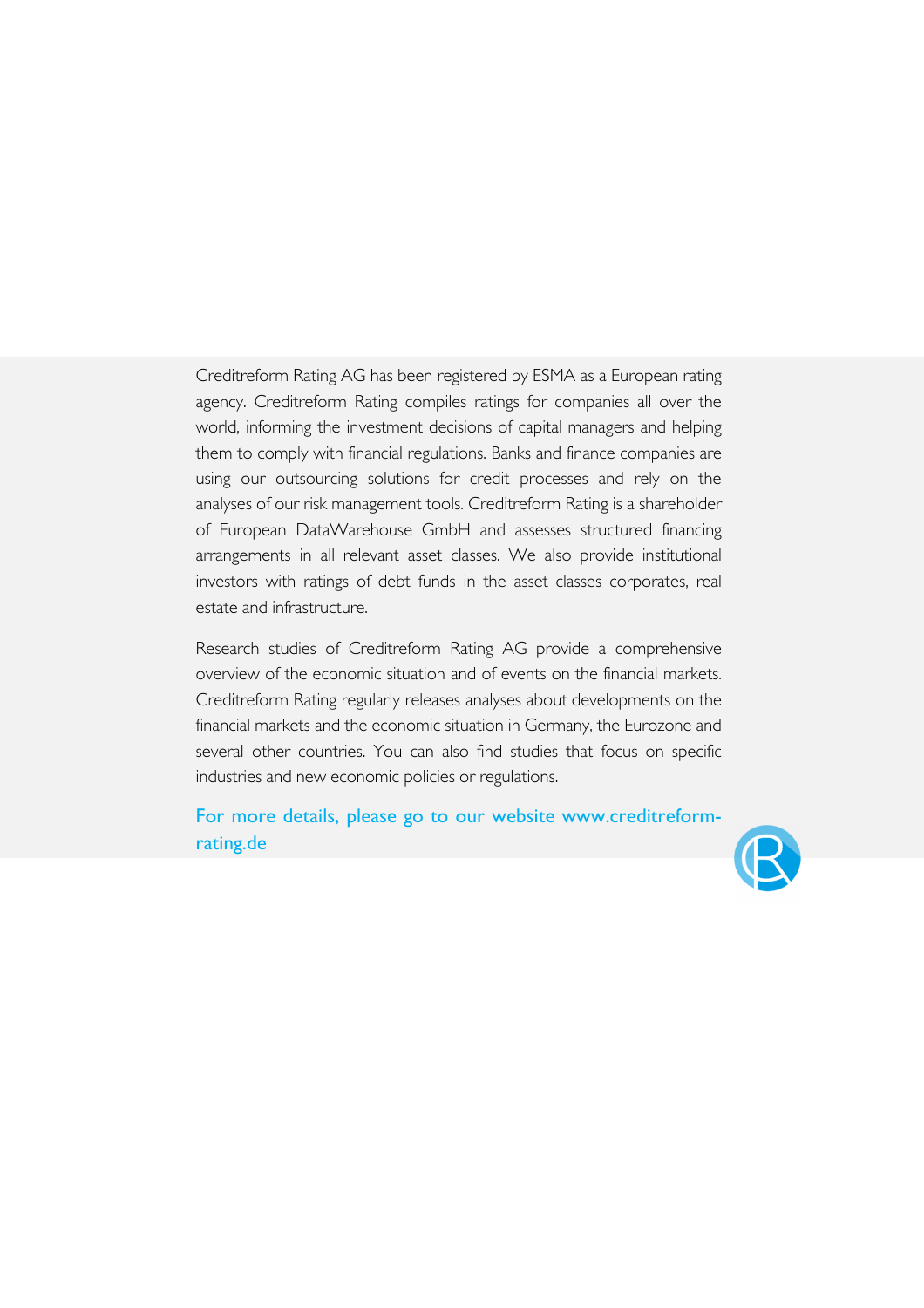Creditreform Rating AG has been registered by ESMA as a European rating agency. Creditreform Rating compiles ratings for companies all over the world, informing the investment decisions of capital managers and helping them to comply with financial regulations. Banks and finance companies are using our outsourcing solutions for credit processes and rely on the analyses of our risk management tools. Creditreform Rating is a shareholder of European DataWarehouse GmbH and assesses structured financing arrangements in all relevant asset classes. We also provide institutional investors with ratings of debt funds in the asset classes corporates, real estate and infrastructure.

Research studies of Creditreform Rating AG provide a comprehensive overview of the economic situation and of events on the financial markets. Creditreform Rating regularly releases analyses about developments on the financial markets and the economic situation in Germany, the Eurozone and several other countries. You can also find studies that focus on specific industries and new economic policies or regulations.

For more details, please go to our website www.creditreform-rating.de